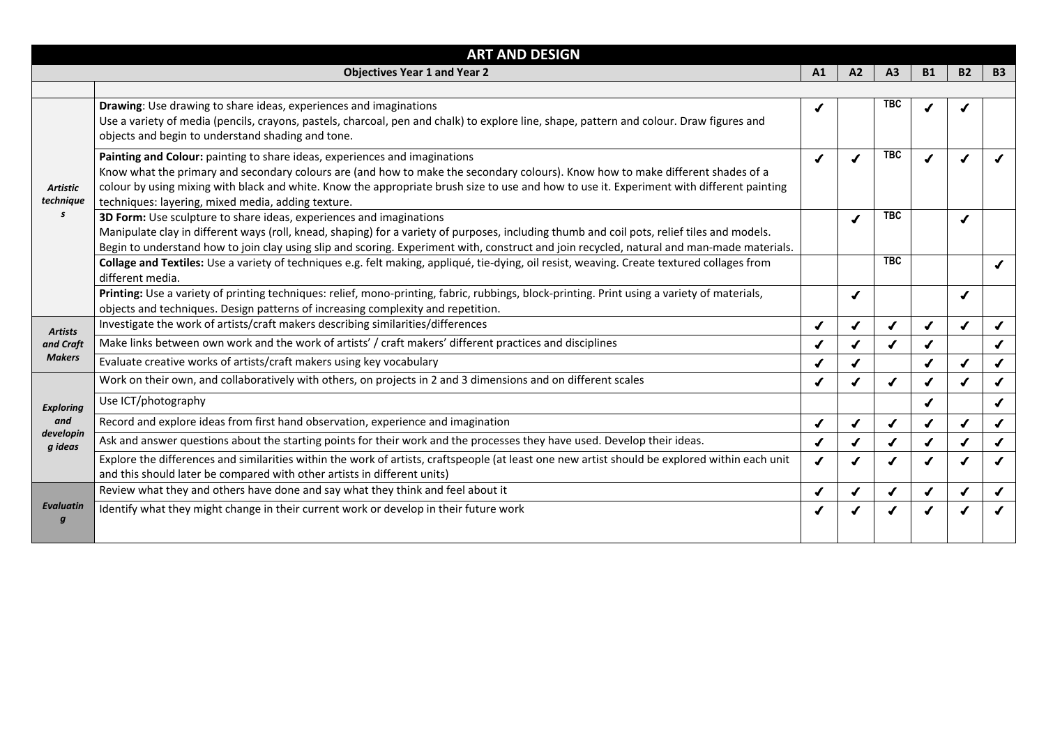## ART AND DESIGN

| | Objectives Year 1 and Year 2 | A1 | A2 | A3 | B1 | B2 | B3 |
|---|---|---|---|---|---|---|---|
| | | | | | | | |
| *Artistic techniques* | **Drawing**: Use drawing to share ideas, experiences and imaginations<br>Use a variety of media (pencils, crayons, pastels, charcoal, pen and chalk) to explore line, shape, pattern and colour. Draw figures and objects and begin to understand shading and tone. | ✓ | | TBC | ✓ | ✓ | |
| | **Painting and Colour:** painting to share ideas, experiences and imaginations<br>Know what the primary and secondary colours are (and how to make the secondary colours). Know how to make different shades of a colour by using mixing with black and white. Know the appropriate brush size to use and how to use it. Experiment with different painting techniques: layering, mixed media, adding texture. | ✓ | ✓ | TBC | ✓ | ✓ | ✓ |
| | **3D Form:** Use sculpture to share ideas, experiences and imaginations<br>Manipulate clay in different ways (roll, knead, shaping) for a variety of purposes, including thumb and coil pots, relief tiles and models. Begin to understand how to join clay using slip and scoring. Experiment with, construct and join recycled, natural and man-made materials. | | ✓ | TBC | | ✓ | |
| | **Collage and Textiles:** Use a variety of techniques e.g. felt making, appliqué, tie-dying, oil resist, weaving. Create textured collages from different media. | | | TBC | | | ✓ |
| | **Printing:** Use a variety of printing techniques: relief, mono-printing, fabric, rubbings, block-printing. Print using a variety of materials, objects and techniques. Design patterns of increasing complexity and repetition. | | ✓ | | | ✓ | |
| *Artists and Craft Makers* | Investigate the work of artists/craft makers describing similarities/differences | ✓ | ✓ | ✓ | ✓ | ✓ | ✓ |
| | Make links between own work and the work of artists' / craft makers' different practices and disciplines | ✓ | ✓ | ✓ | ✓ | | ✓ |
| | Evaluate creative works of artists/craft makers using key vocabulary | ✓ | ✓ | | ✓ | ✓ | ✓ |
| *Exploring and developing ideas* | Work on their own, and collaboratively with others, on projects in 2 and 3 dimensions and on different scales | ✓ | ✓ | ✓ | ✓ | ✓ | ✓ |
| | Use ICT/photography | | | | ✓ | | ✓ |
| | Record and explore ideas from first hand observation, experience and imagination | ✓ | ✓ | ✓ | ✓ | ✓ | ✓ |
| | Ask and answer questions about the starting points for their work and the processes they have used. Develop their ideas. | ✓ | ✓ | ✓ | ✓ | ✓ | ✓ |
| | Explore the differences and similarities within the work of artists, craftspeople (at least one new artist should be explored within each unit and this should later be compared with other artists in different units) | ✓ | ✓ | ✓ | ✓ | ✓ | ✓ |
| *Evaluating* | Review what they and others have done and say what they think and feel about it | ✓ | ✓ | ✓ | ✓ | ✓ | ✓ |
| | Identify what they might change in their current work or develop in their future work | ✓ | ✓ | ✓ | ✓ | ✓ | ✓ |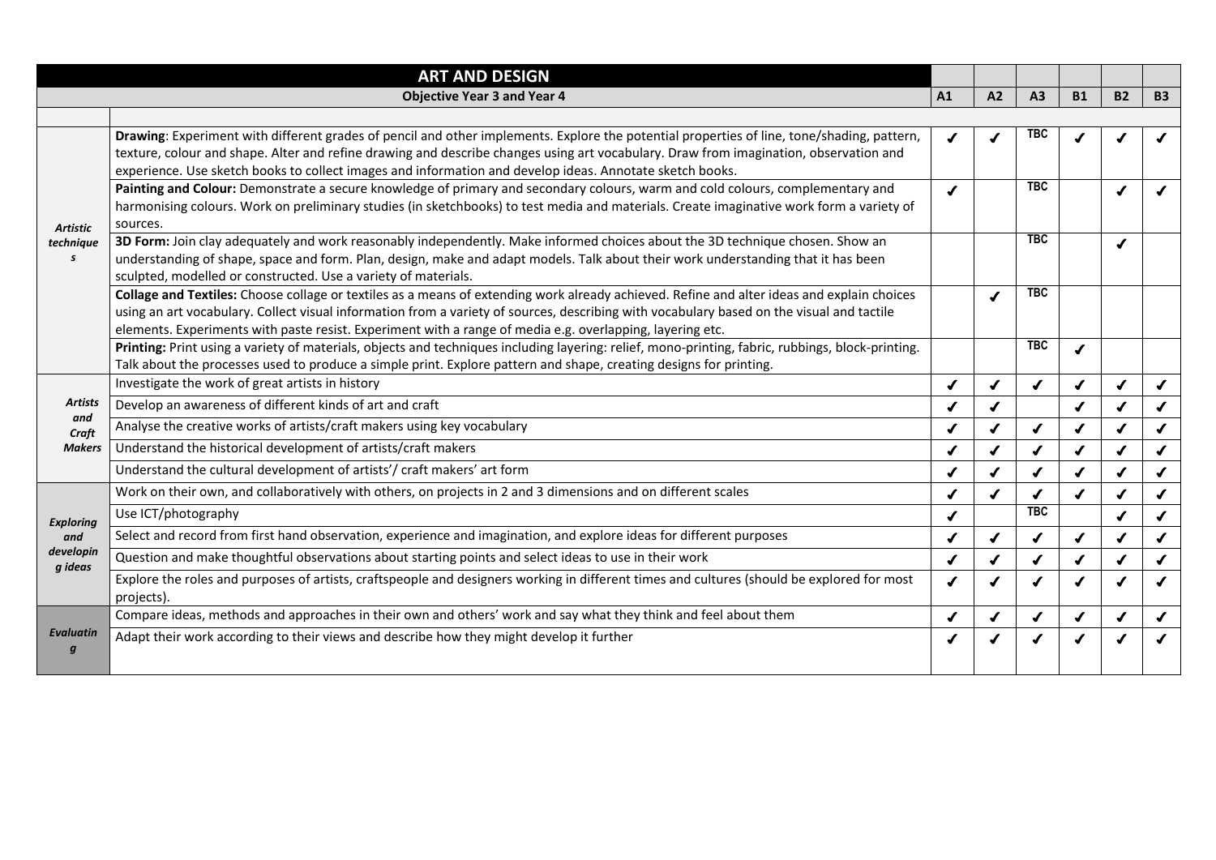| ART AND DESIGN | | | | | | | |
|---|---|---|---|---|---|---|---|
| | **Objective Year 3 and Year 4** | **A1** | **A2** | **A3** | **B1** | **B2** | **B3** |
| | | | | | | | |
| ***Artistic techniques*** | **Drawing**: Experiment with different grades of pencil and other implements. Explore the potential properties of line, tone/shading, pattern, texture, colour and shape. Alter and refine drawing and describe changes using art vocabulary. Draw from imagination, observation and experience. Use sketch books to collect images and information and develop ideas. Annotate sketch books. | ✓ | ✓ | TBC | ✓ | ✓ | ✓ |
| | **Painting and Colour:** Demonstrate a secure knowledge of primary and secondary colours, warm and cold colours, complementary and harmonising colours. Work on preliminary studies (in sketchbooks) to test media and materials. Create imaginative work form a variety of sources. | ✓ | | TBC | | ✓ | ✓ |
| | **3D Form:** Join clay adequately and work reasonably independently. Make informed choices about the 3D technique chosen. Show an understanding of shape, space and form. Plan, design, make and adapt models. Talk about their work understanding that it has been sculpted, modelled or constructed. Use a variety of materials. | | | TBC | | ✓ | |
| | **Collage and Textiles:** Choose collage or textiles as a means of extending work already achieved. Refine and alter ideas and explain choices using an art vocabulary. Collect visual information from a variety of sources, describing with vocabulary based on the visual and tactile elements. Experiments with paste resist. Experiment with a range of media e.g. overlapping, layering etc. | | ✓ | TBC | | | |
| | **Printing:** Print using a variety of materials, objects and techniques including layering: relief, mono-printing, fabric, rubbings, block-printing. Talk about the processes used to produce a simple print. Explore pattern and shape, creating designs for printing. | | | TBC | ✓ | | |
| ***Artists and Craft Makers*** | Investigate the work of great artists in history | ✓ | ✓ | ✓ | ✓ | ✓ | ✓ |
| | Develop an awareness of different kinds of art and craft | ✓ | ✓ | | ✓ | ✓ | ✓ |
| | Analyse the creative works of artists/craft makers using key vocabulary | ✓ | ✓ | ✓ | ✓ | ✓ | ✓ |
| | Understand the historical development of artists/craft makers | ✓ | ✓ | ✓ | ✓ | ✓ | ✓ |
| | Understand the cultural development of artists'/ craft makers' art form | ✓ | ✓ | ✓ | ✓ | ✓ | ✓ |
| ***Exploring and developing ideas*** | Work on their own, and collaboratively with others, on projects in 2 and 3 dimensions and on different scales | ✓ | ✓ | ✓ | ✓ | ✓ | ✓ |
| | Use ICT/photography | ✓ | | TBC | | ✓ | ✓ |
| | Select and record from first hand observation, experience and imagination, and explore ideas for different purposes | ✓ | ✓ | ✓ | ✓ | ✓ | ✓ |
| | Question and make thoughtful observations about starting points and select ideas to use in their work | ✓ | ✓ | ✓ | ✓ | ✓ | ✓ |
| | Explore the roles and purposes of artists, craftspeople and designers working in different times and cultures (should be explored for most projects). | ✓ | ✓ | ✓ | ✓ | ✓ | ✓ |
| ***Evaluating*** | Compare ideas, methods and approaches in their own and others' work and say what they think and feel about them | ✓ | ✓ | ✓ | ✓ | ✓ | ✓ |
| | Adapt their work according to their views and describe how they might develop it further | ✓ | ✓ | ✓ | ✓ | ✓ | ✓ |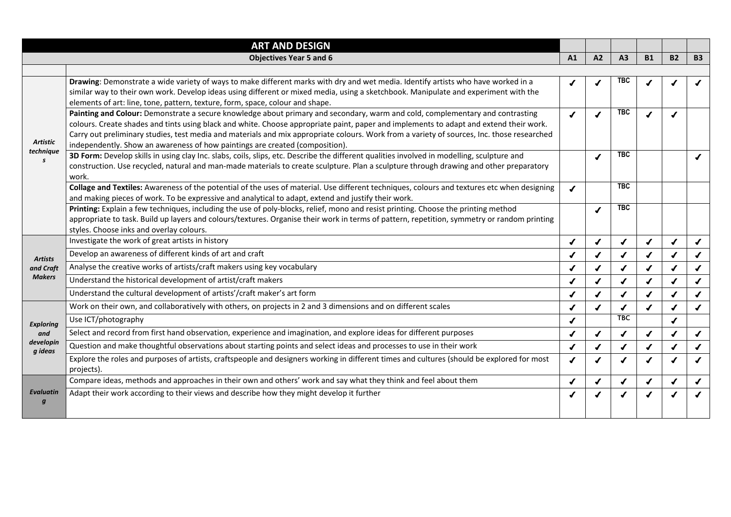| ART AND DESIGN | | | | | | | |
|---|---|---|---|---|---|---|---|
| | Objectives Year 5 and 6 | A1 | A2 | A3 | B1 | B2 | B3 |
| | | | | | | | |
| *Artistic techniques* | **Drawing**: Demonstrate a wide variety of ways to make different marks with dry and wet media. Identify artists who have worked in a similar way to their own work. Develop ideas using different or mixed media, using a sketchbook. Manipulate and experiment with the elements of art: line, tone, pattern, texture, form, space, colour and shape. | ✓ | ✓ | TBC | ✓ | ✓ | ✓ |
| | **Painting and Colour:** Demonstrate a secure knowledge about primary and secondary, warm and cold, complementary and contrasting colours. Create shades and tints using black and white. Choose appropriate paint, paper and implements to adapt and extend their work. Carry out preliminary studies, test media and materials and mix appropriate colours. Work from a variety of sources, Inc. those researched independently. Show an awareness of how paintings are created (composition). | ✓ | ✓ | TBC | ✓ | ✓ | |
| | **3D Form:** Develop skills in using clay Inc. slabs, coils, slips, etc. Describe the different qualities involved in modelling, sculpture and construction. Use recycled, natural and man-made materials to create sculpture. Plan a sculpture through drawing and other preparatory work. | | ✓ | TBC | | | ✓ |
| | **Collage and Textiles:** Awareness of the potential of the uses of material. Use different techniques, colours and textures etc when designing and making pieces of work. To be expressive and analytical to adapt, extend and justify their work. | ✓ | | TBC | | | |
| | **Printing:** Explain a few techniques, including the use of poly-blocks, relief, mono and resist printing. Choose the printing method appropriate to task. Build up layers and colours/textures. Organise their work in terms of pattern, repetition, symmetry or random printing styles. Choose inks and overlay colours. | | ✓ | TBC | | | |
| *Artists and Craft Makers* | Investigate the work of great artists in history | ✓ | ✓ | ✓ | ✓ | ✓ | ✓ |
| | Develop an awareness of different kinds of art and craft | ✓ | ✓ | ✓ | ✓ | ✓ | ✓ |
| | Analyse the creative works of artists/craft makers using key vocabulary | ✓ | ✓ | ✓ | ✓ | ✓ | ✓ |
| | Understand the historical development of artist/craft makers | ✓ | ✓ | ✓ | ✓ | ✓ | ✓ |
| | Understand the cultural development of artists'/craft maker's art form | ✓ | ✓ | ✓ | ✓ | ✓ | ✓ |
| *Exploring and developing ideas* | Work on their own, and collaboratively with others, on projects in 2 and 3 dimensions and on different scales | ✓ | ✓ | ✓ | ✓ | ✓ | ✓ |
| | Use ICT/photography | ✓ | | TBC | | ✓ | |
| | Select and record from first hand observation, experience and imagination, and explore ideas for different purposes | ✓ | ✓ | ✓ | ✓ | ✓ | ✓ |
| | Question and make thoughtful observations about starting points and select ideas and processes to use in their work | ✓ | ✓ | ✓ | ✓ | ✓ | ✓ |
| | Explore the roles and purposes of artists, craftspeople and designers working in different times and cultures (should be explored for most projects). | ✓ | ✓ | ✓ | ✓ | ✓ | ✓ |
| *Evaluating* | Compare ideas, methods and approaches in their own and others' work and say what they think and feel about them | ✓ | ✓ | ✓ | ✓ | ✓ | ✓ |
| | Adapt their work according to their views and describe how they might develop it further | ✓ | ✓ | ✓ | ✓ | ✓ | ✓ |